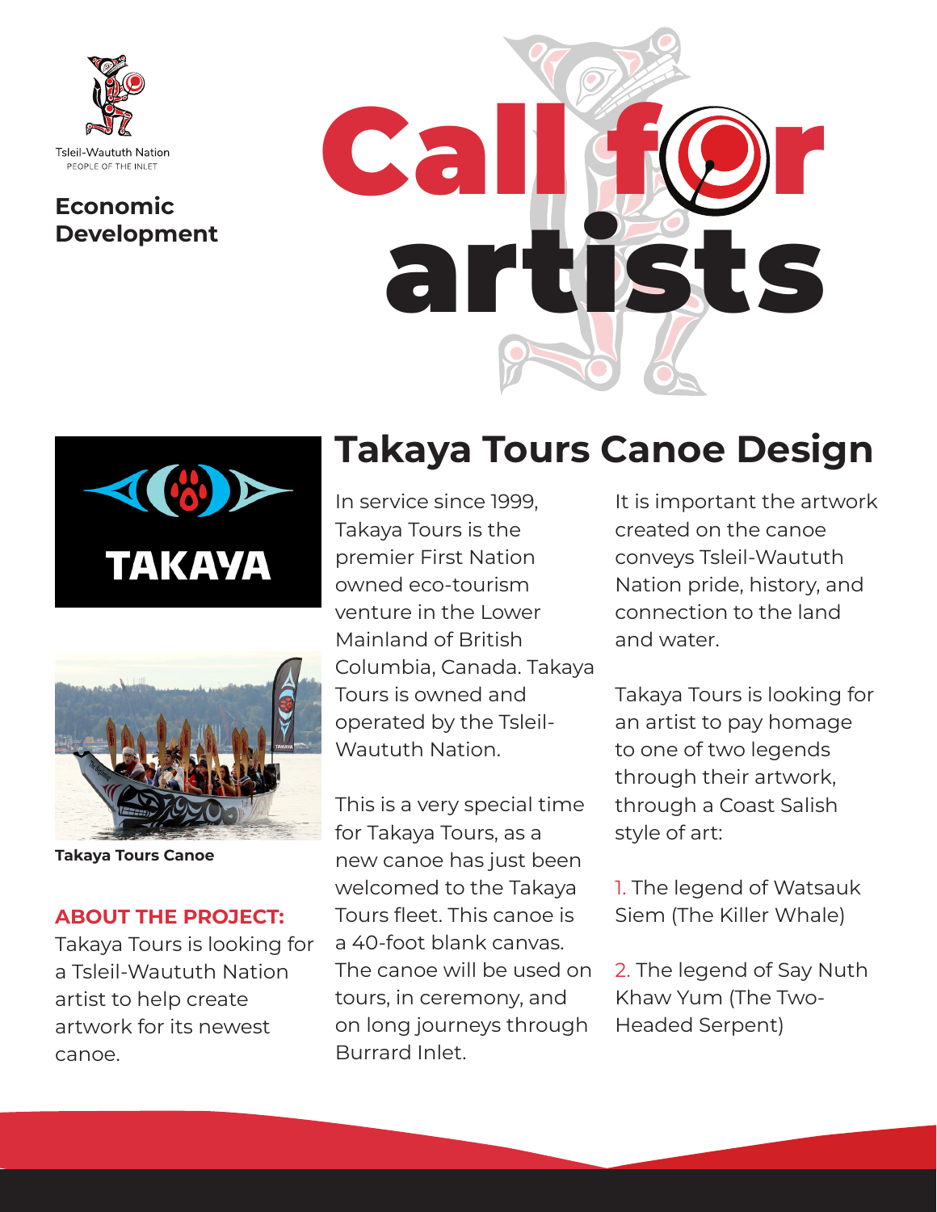Tsleil-Waututh Nation

PEOPLE OF THE INLET

**Economic Development**

# Call for artists

## Takaya Tours Canoe Design

TAKAYA

**Takaya Tours Canoe**

**ABOUT THE PROJECT:**
Takaya Tours is looking for a Tsleil-Waututh Nation artist to help create artwork for its newest canoe.

In service since 1999, Takaya Tours is the premier First Nation owned eco-tourism venture in the Lower Mainland of British Columbia, Canada. Takaya Tours is owned and operated by the Tsleil-Waututh Nation.

This is a very special time for Takaya Tours, as a new canoe has just been welcomed to the Takaya Tours fleet. This canoe is a 40-foot blank canvas. The canoe will be used on tours, in ceremony, and on long journeys through Burrard Inlet.

It is important the artwork created on the canoe conveys Tsleil-Waututh Nation pride, history, and connection to the land and water.

Takaya Tours is looking for an artist to pay homage to one of two legends through their artwork, through a Coast Salish style of art:

1. The legend of Watsauk Siem (The Killer Whale)

2. The legend of Say Nuth Khaw Yum (The Two-Headed Serpent)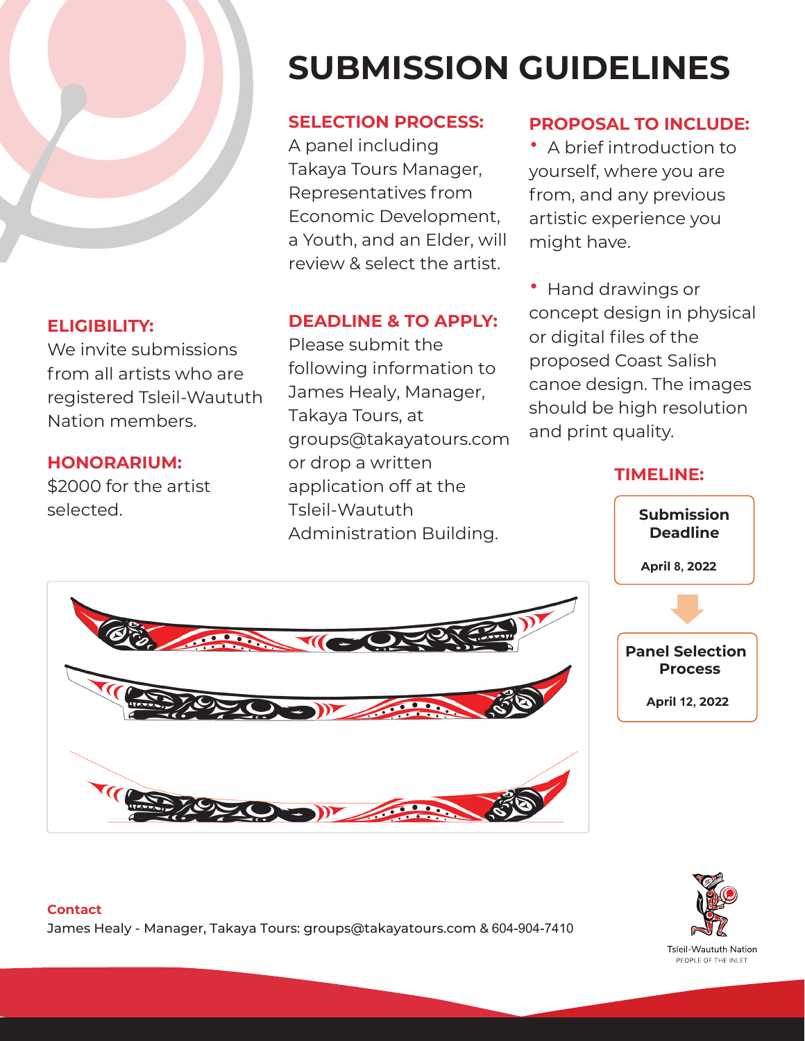# SUBMISSION GUIDELINES

## ELIGIBILITY:

We invite submissions from all artists who are registered Tsleil-Waututh Nation members.

## HONORARIUM:

$2000 for the artist selected.

## SELECTION PROCESS:

A panel including Takaya Tours Manager, Representatives from Economic Development, a Youth, and an Elder, will review & select the artist.

## DEADLINE & TO APPLY:

Please submit the following information to James Healy, Manager, Takaya Tours, at groups@takayatours.com or drop a written application off at the Tsleil-Waututh Administration Building.

## PROPOSAL TO INCLUDE:

- A brief introduction to yourself, where you are from, and any previous artistic experience you might have.
- Hand drawings or concept design in physical or digital files of the proposed Coast Salish canoe design. The images should be high resolution and print quality.

## TIMELINE:

**Submission Deadline**

**April 8, 2022**

**Panel Selection Process**

**April 12, 2022**

**Contact**

James Healy - Manager, Takaya Tours: groups@takayatours.com & 604-904-7410

Tsleil-Waututh Nation
PEOPLE OF THE INLET